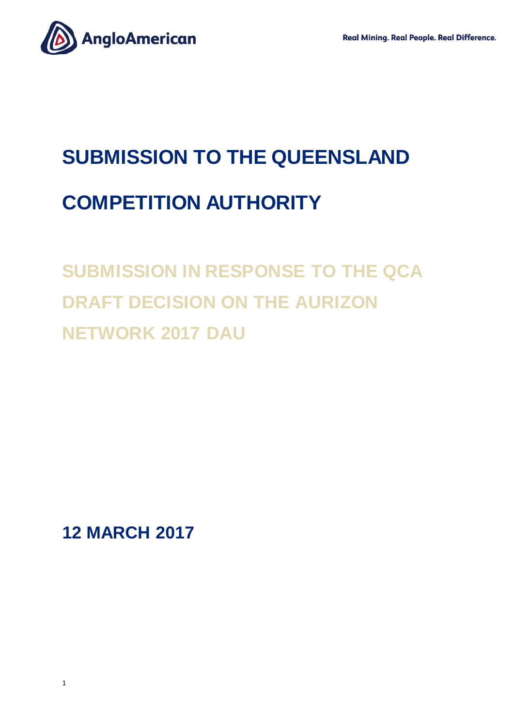AngloAmerican

Real Mining. Real People. Real Difference.

# SUBMISSION TO THE QUEENSLAND COMPETITION AUTHORITY

## SUBMISSION IN RESPONSE TO THE QCA DRAFT DECISION ON THE AURIZON NETWORK 2017 DAU

**12 MARCH 2017**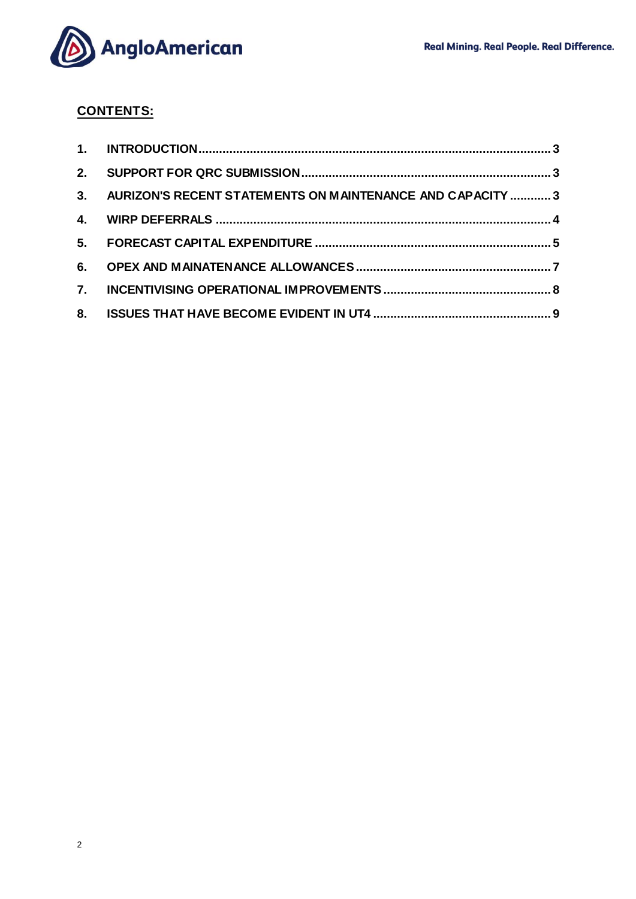## CONTENTS:

| | | |
|---|---|---|
| 1. | INTRODUCTION | 3 |
| 2. | SUPPORT FOR QRC SUBMISSION | 3 |
| 3. | AURIZON'S RECENT STATEMENTS ON MAINTENANCE AND CAPACITY | 3 |
| 4. | WIRP DEFERRALS | 4 |
| 5. | FORECAST CAPITAL EXPENDITURE | 5 |
| 6. | OPEX AND MAINATENANCE ALLOWANCES | 7 |
| 7. | INCENTIVISING OPERATIONAL IMPROVEMENTS | 8 |
| 8. | ISSUES THAT HAVE BECOME EVIDENT IN UT4 | 9 |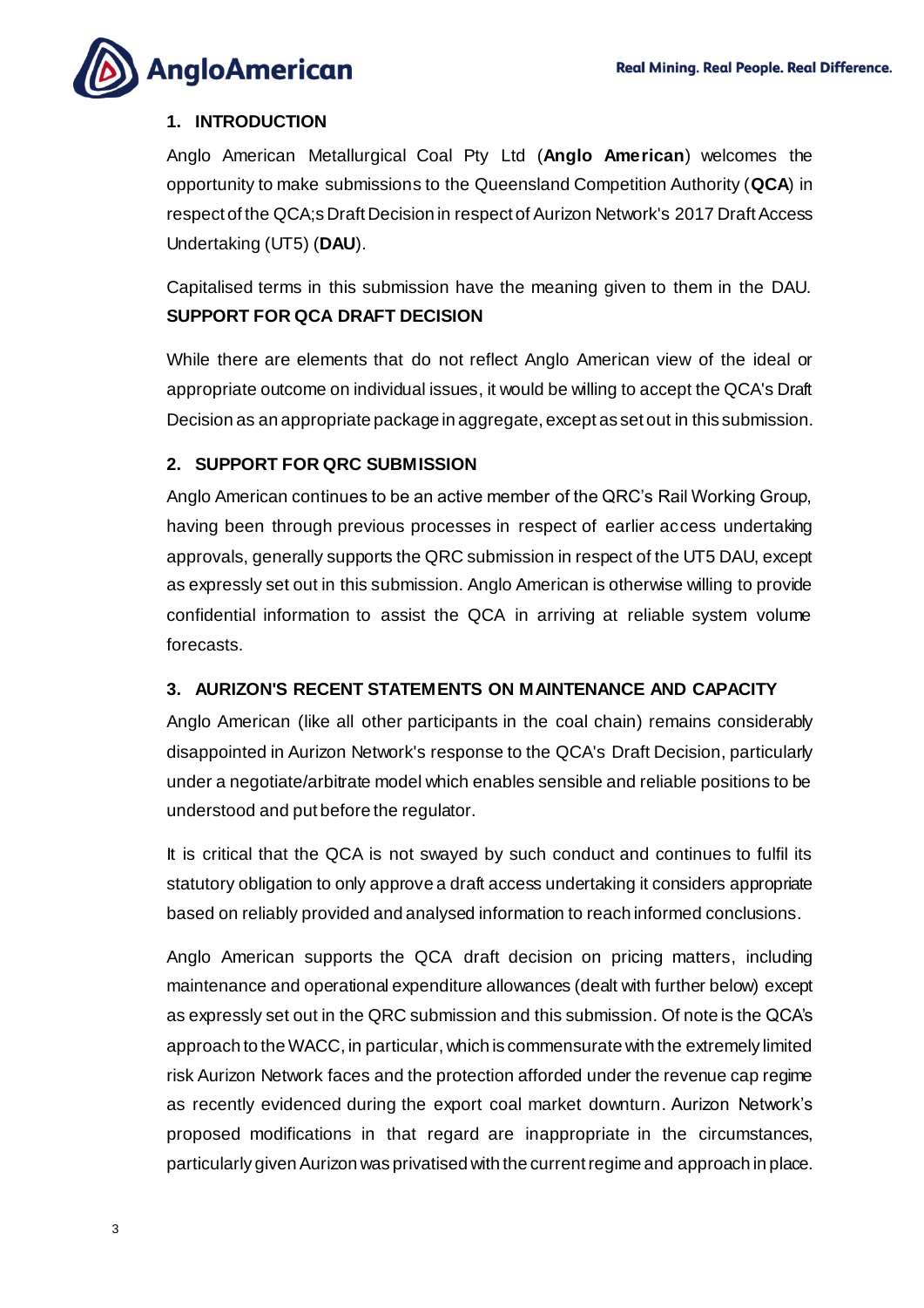## 1. INTRODUCTION

Anglo American Metallurgical Coal Pty Ltd (**Anglo American**) welcomes the opportunity to make submissions to the Queensland Competition Authority (**QCA**) in respect of the QCA;s Draft Decision in respect of Aurizon Network's 2017 Draft Access Undertaking (UT5) (**DAU**).

Capitalised terms in this submission have the meaning given to them in the DAU.

**SUPPORT FOR QCA DRAFT DECISION**

While there are elements that do not reflect Anglo American view of the ideal or appropriate outcome on individual issues, it would be willing to accept the QCA's Draft Decision as an appropriate package in aggregate, except as set out in this submission.

## 2. SUPPORT FOR QRC SUBMISSION

Anglo American continues to be an active member of the QRC's Rail Working Group, having been through previous processes in respect of earlier access undertaking approvals, generally supports the QRC submission in respect of the UT5 DAU, except as expressly set out in this submission. Anglo American is otherwise willing to provide confidential information to assist the QCA in arriving at reliable system volume forecasts.

## 3. AURIZON'S RECENT STATEMENTS ON MAINTENANCE AND CAPACITY

Anglo American (like all other participants in the coal chain) remains considerably disappointed in Aurizon Network's response to the QCA's Draft Decision, particularly under a negotiate/arbitrate model which enables sensible and reliable positions to be understood and put before the regulator.

It is critical that the QCA is not swayed by such conduct and continues to fulfil its statutory obligation to only approve a draft access undertaking it considers appropriate based on reliably provided and analysed information to reach informed conclusions.

Anglo American supports the QCA draft decision on pricing matters, including maintenance and operational expenditure allowances (dealt with further below) except as expressly set out in the QRC submission and this submission. Of note is the QCA's approach to the WACC, in particular, which is commensurate with the extremely limited risk Aurizon Network faces and the protection afforded under the revenue cap regime as recently evidenced during the export coal market downturn. Aurizon Network's proposed modifications in that regard are inappropriate in the circumstances, particularly given Aurizon was privatised with the current regime and approach in place.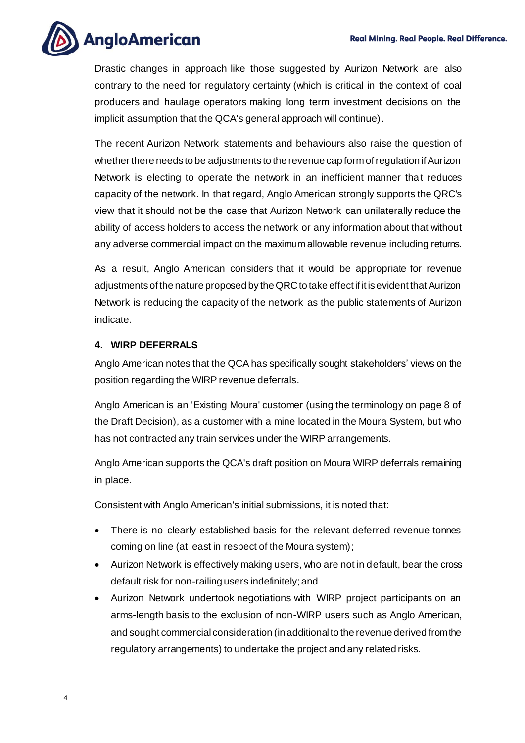Drastic changes in approach like those suggested by Aurizon Network are also contrary to the need for regulatory certainty (which is critical in the context of coal producers and haulage operators making long term investment decisions on the implicit assumption that the QCA's general approach will continue).

The recent Aurizon Network statements and behaviours also raise the question of whether there needs to be adjustments to the revenue cap form of regulation if Aurizon Network is electing to operate the network in an inefficient manner that reduces capacity of the network. In that regard, Anglo American strongly supports the QRC's view that it should not be the case that Aurizon Network can unilaterally reduce the ability of access holders to access the network or any information about that without any adverse commercial impact on the maximum allowable revenue including returns.

As a result, Anglo American considers that it would be appropriate for revenue adjustments of the nature proposed by the QRC to take effect if it is evident that Aurizon Network is reducing the capacity of the network as the public statements of Aurizon indicate.

## 4. WIRP DEFERRALS

Anglo American notes that the QCA has specifically sought stakeholders' views on the position regarding the WIRP revenue deferrals.

Anglo American is an 'Existing Moura' customer (using the terminology on page 8 of the Draft Decision), as a customer with a mine located in the Moura System, but who has not contracted any train services under the WIRP arrangements.

Anglo American supports the QCA's draft position on Moura WIRP deferrals remaining in place.

Consistent with Anglo American's initial submissions, it is noted that:

- There is no clearly established basis for the relevant deferred revenue tonnes coming on line (at least in respect of the Moura system);
- Aurizon Network is effectively making users, who are not in default, bear the cross default risk for non-railing users indefinitely; and
- Aurizon Network undertook negotiations with WIRP project participants on an arms-length basis to the exclusion of non-WIRP users such as Anglo American, and sought commercial consideration (in additional to the revenue derived from the regulatory arrangements) to undertake the project and any related risks.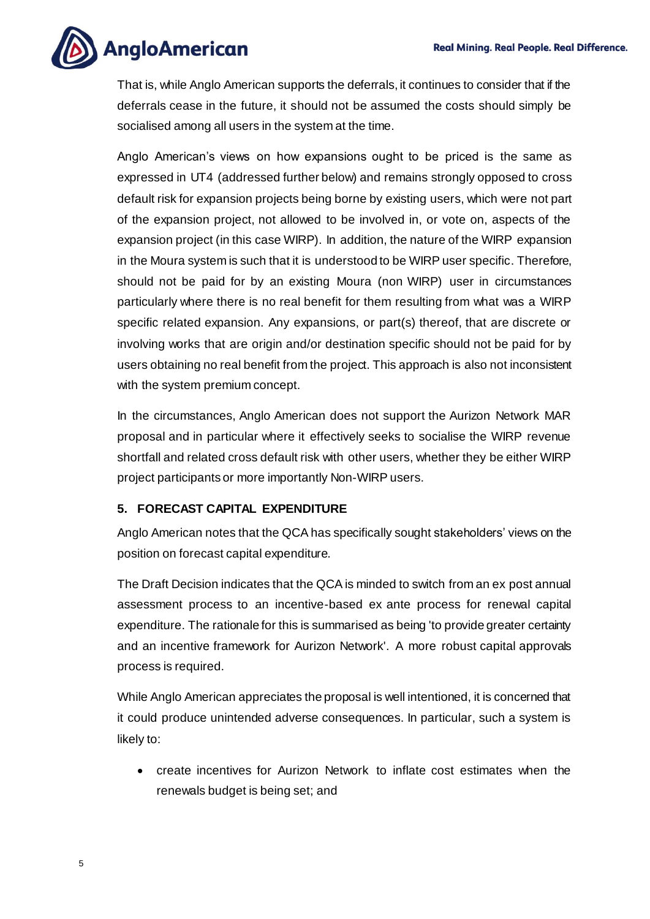That is, while Anglo American supports the deferrals, it continues to consider that if the deferrals cease in the future, it should not be assumed the costs should simply be socialised among all users in the system at the time.

Anglo American's views on how expansions ought to be priced is the same as expressed in UT4 (addressed further below) and remains strongly opposed to cross default risk for expansion projects being borne by existing users, which were not part of the expansion project, not allowed to be involved in, or vote on, aspects of the expansion project (in this case WIRP). In addition, the nature of the WIRP expansion in the Moura system is such that it is understood to be WIRP user specific. Therefore, should not be paid for by an existing Moura (non WIRP) user in circumstances particularly where there is no real benefit for them resulting from what was a WIRP specific related expansion. Any expansions, or part(s) thereof, that are discrete or involving works that are origin and/or destination specific should not be paid for by users obtaining no real benefit from the project. This approach is also not inconsistent with the system premium concept.

In the circumstances, Anglo American does not support the Aurizon Network MAR proposal and in particular where it effectively seeks to socialise the WIRP revenue shortfall and related cross default risk with other users, whether they be either WIRP project participants or more importantly Non-WIRP users.

## 5. FORECAST CAPITAL EXPENDITURE

Anglo American notes that the QCA has specifically sought stakeholders' views on the position on forecast capital expenditure.

The Draft Decision indicates that the QCA is minded to switch from an ex post annual assessment process to an incentive-based ex ante process for renewal capital expenditure. The rationale for this is summarised as being 'to provide greater certainty and an incentive framework for Aurizon Network'. A more robust capital approvals process is required.

While Anglo American appreciates the proposal is well intentioned, it is concerned that it could produce unintended adverse consequences. In particular, such a system is likely to:

- create incentives for Aurizon Network to inflate cost estimates when the renewals budget is being set; and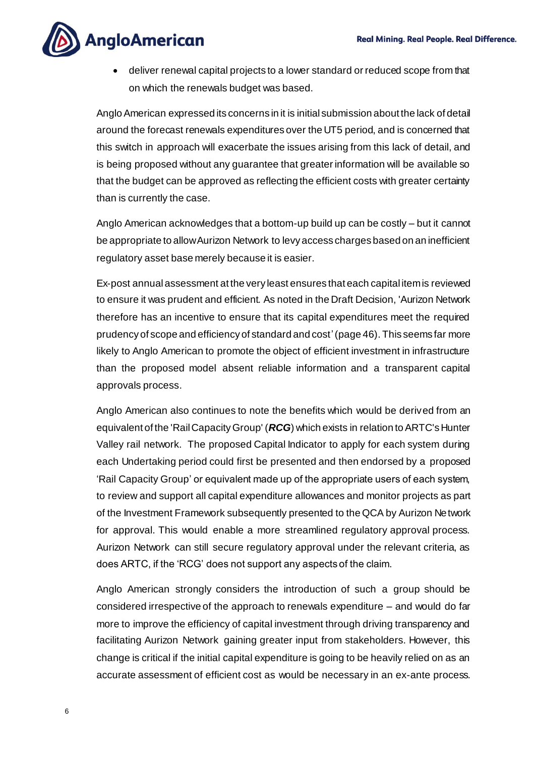- deliver renewal capital projects to a lower standard or reduced scope from that on which the renewals budget was based.

Anglo American expressed its concerns in it is initial submission about the lack of detail around the forecast renewals expenditures over the UT5 period, and is concerned that this switch in approach will exacerbate the issues arising from this lack of detail, and is being proposed without any guarantee that greater information will be available so that the budget can be approved as reflecting the efficient costs with greater certainty than is currently the case.

Anglo American acknowledges that a bottom-up build up can be costly – but it cannot be appropriate to allow Aurizon Network to levy access charges based on an inefficient regulatory asset base merely because it is easier.

Ex-post annual assessment at the very least ensures that each capital item is reviewed to ensure it was prudent and efficient. As noted in the Draft Decision, 'Aurizon Network therefore has an incentive to ensure that its capital expenditures meet the required prudency of scope and efficiency of standard and cost' (page 46). This seems far more likely to Anglo American to promote the object of efficient investment in infrastructure than the proposed model absent reliable information and a transparent capital approvals process.

Anglo American also continues to note the benefits which would be derived from an equivalent of the 'Rail Capacity Group' (***RCG***) which exists in relation to ARTC's Hunter Valley rail network. The proposed Capital Indicator to apply for each system during each Undertaking period could first be presented and then endorsed by a proposed 'Rail Capacity Group' or equivalent made up of the appropriate users of each system, to review and support all capital expenditure allowances and monitor projects as part of the Investment Framework subsequently presented to the QCA by Aurizon Network for approval. This would enable a more streamlined regulatory approval process. Aurizon Network can still secure regulatory approval under the relevant criteria, as does ARTC, if the 'RCG' does not support any aspects of the claim.

Anglo American strongly considers the introduction of such a group should be considered irrespective of the approach to renewals expenditure – and would do far more to improve the efficiency of capital investment through driving transparency and facilitating Aurizon Network gaining greater input from stakeholders. However, this change is critical if the initial capital expenditure is going to be heavily relied on as an accurate assessment of efficient cost as would be necessary in an ex-ante process.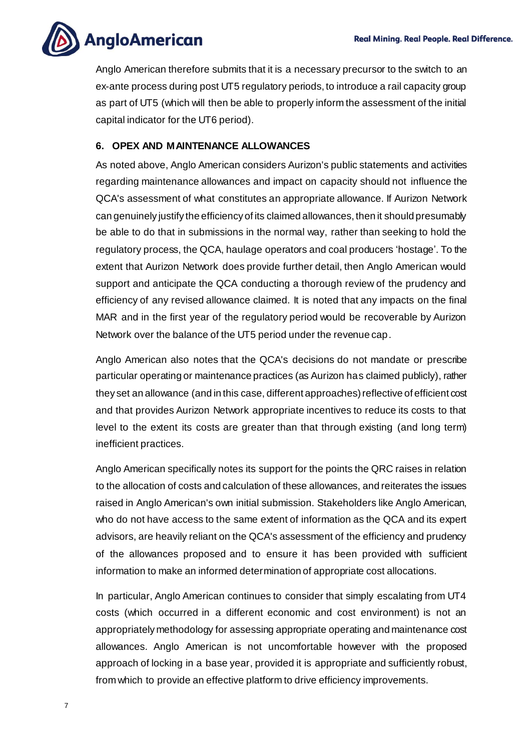Anglo American therefore submits that it is a necessary precursor to the switch to an ex-ante process during post UT5 regulatory periods, to introduce a rail capacity group as part of UT5 (which will then be able to properly inform the assessment of the initial capital indicator for the UT6 period).

## 6. OPEX AND MAINTENANCE ALLOWANCES

As noted above, Anglo American considers Aurizon's public statements and activities regarding maintenance allowances and impact on capacity should not influence the QCA's assessment of what constitutes an appropriate allowance. If Aurizon Network can genuinely justify the efficiency of its claimed allowances, then it should presumably be able to do that in submissions in the normal way, rather than seeking to hold the regulatory process, the QCA, haulage operators and coal producers 'hostage'. To the extent that Aurizon Network does provide further detail, then Anglo American would support and anticipate the QCA conducting a thorough review of the prudency and efficiency of any revised allowance claimed. It is noted that any impacts on the final MAR and in the first year of the regulatory period would be recoverable by Aurizon Network over the balance of the UT5 period under the revenue cap.

Anglo American also notes that the QCA's decisions do not mandate or prescribe particular operating or maintenance practices (as Aurizon has claimed publicly), rather they set an allowance (and in this case, different approaches) reflective of efficient cost and that provides Aurizon Network appropriate incentives to reduce its costs to that level to the extent its costs are greater than that through existing (and long term) inefficient practices.

Anglo American specifically notes its support for the points the QRC raises in relation to the allocation of costs and calculation of these allowances, and reiterates the issues raised in Anglo American's own initial submission. Stakeholders like Anglo American, who do not have access to the same extent of information as the QCA and its expert advisors, are heavily reliant on the QCA's assessment of the efficiency and prudency of the allowances proposed and to ensure it has been provided with sufficient information to make an informed determination of appropriate cost allocations.

In particular, Anglo American continues to consider that simply escalating from UT4 costs (which occurred in a different economic and cost environment) is not an appropriately methodology for assessing appropriate operating and maintenance cost allowances. Anglo American is not uncomfortable however with the proposed approach of locking in a base year, provided it is appropriate and sufficiently robust, from which to provide an effective platform to drive efficiency improvements.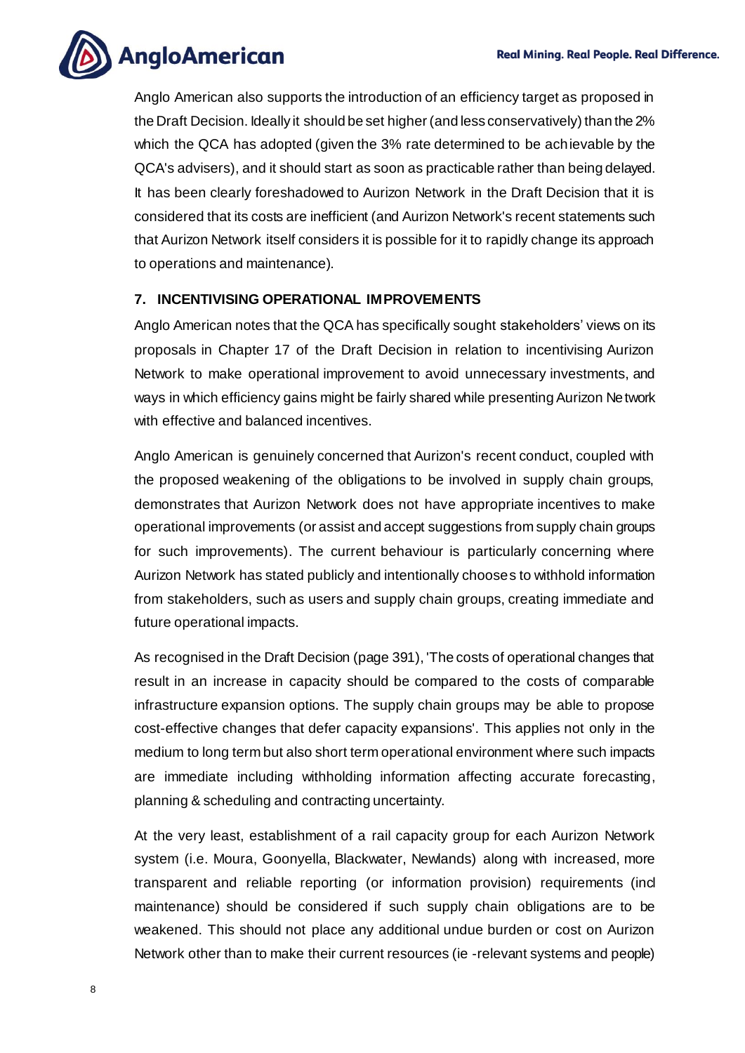Anglo American also supports the introduction of an efficiency target as proposed in the Draft Decision. Ideally it should be set higher (and less conservatively) than the 2% which the QCA has adopted (given the 3% rate determined to be achievable by the QCA's advisers), and it should start as soon as practicable rather than being delayed. It has been clearly foreshadowed to Aurizon Network in the Draft Decision that it is considered that its costs are inefficient (and Aurizon Network's recent statements such that Aurizon Network itself considers it is possible for it to rapidly change its approach to operations and maintenance).

## 7. INCENTIVISING OPERATIONAL IMPROVEMENTS

Anglo American notes that the QCA has specifically sought stakeholders' views on its proposals in Chapter 17 of the Draft Decision in relation to incentivising Aurizon Network to make operational improvement to avoid unnecessary investments, and ways in which efficiency gains might be fairly shared while presenting Aurizon Network with effective and balanced incentives.

Anglo American is genuinely concerned that Aurizon's recent conduct, coupled with the proposed weakening of the obligations to be involved in supply chain groups, demonstrates that Aurizon Network does not have appropriate incentives to make operational improvements (or assist and accept suggestions from supply chain groups for such improvements). The current behaviour is particularly concerning where Aurizon Network has stated publicly and intentionally chooses to withhold information from stakeholders, such as users and supply chain groups, creating immediate and future operational impacts.

As recognised in the Draft Decision (page 391), 'The costs of operational changes that result in an increase in capacity should be compared to the costs of comparable infrastructure expansion options. The supply chain groups may be able to propose cost-effective changes that defer capacity expansions'. This applies not only in the medium to long term but also short term operational environment where such impacts are immediate including withholding information affecting accurate forecasting, planning & scheduling and contracting uncertainty.

At the very least, establishment of a rail capacity group for each Aurizon Network system (i.e. Moura, Goonyella, Blackwater, Newlands) along with increased, more transparent and reliable reporting (or information provision) requirements (incl maintenance) should be considered if such supply chain obligations are to be weakened. This should not place any additional undue burden or cost on Aurizon Network other than to make their current resources (ie -relevant systems and people)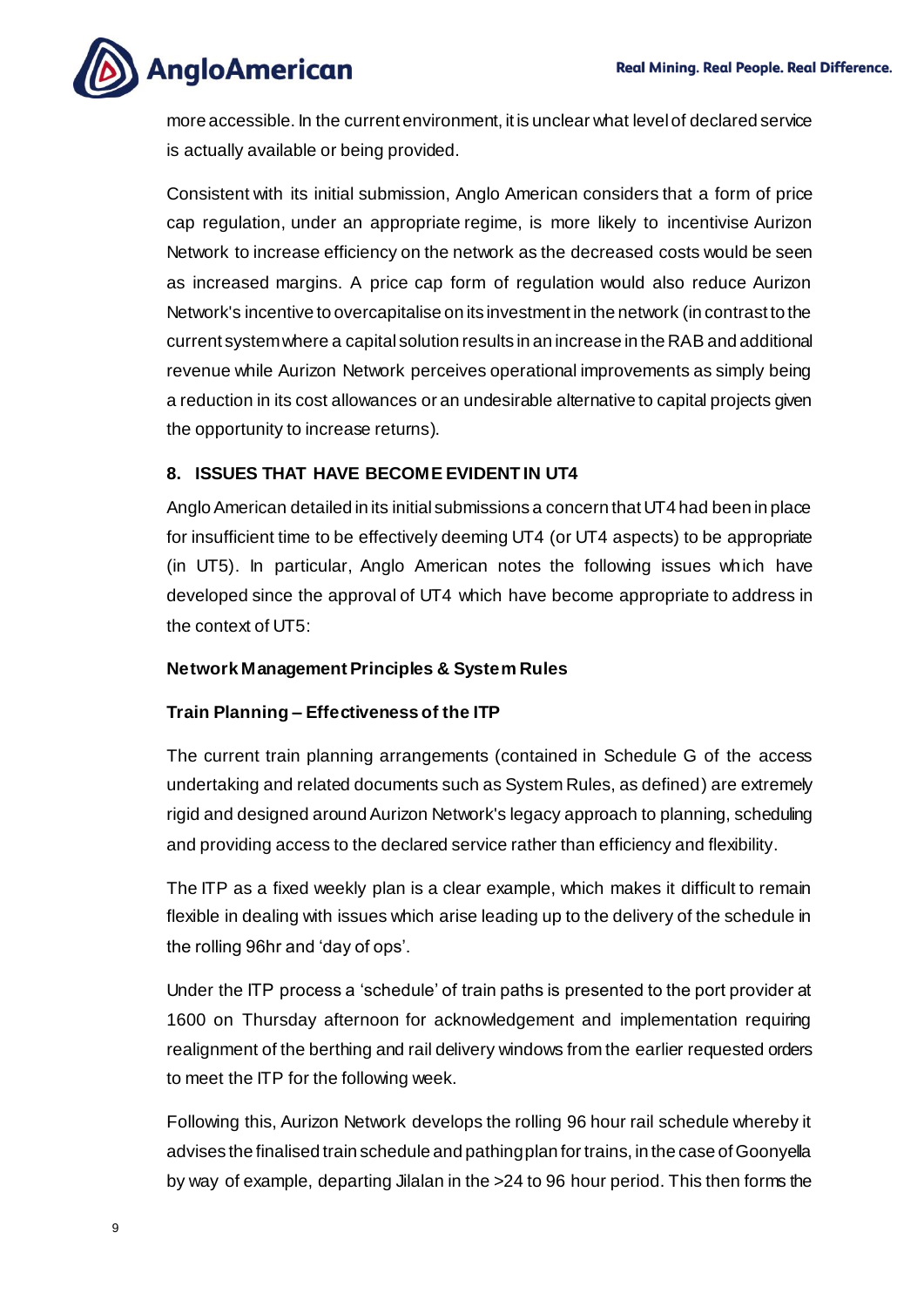more accessible. In the current environment, it is unclear what level of declared service is actually available or being provided.

Consistent with its initial submission, Anglo American considers that a form of price cap regulation, under an appropriate regime, is more likely to incentivise Aurizon Network to increase efficiency on the network as the decreased costs would be seen as increased margins. A price cap form of regulation would also reduce Aurizon Network's incentive to overcapitalise on its investment in the network (in contrast to the current system where a capital solution results in an increase in the RAB and additional revenue while Aurizon Network perceives operational improvements as simply being a reduction in its cost allowances or an undesirable alternative to capital projects given the opportunity to increase returns).

## 8. ISSUES THAT HAVE BECOME EVIDENT IN UT4

Anglo American detailed in its initial submissions a concern that UT4 had been in place for insufficient time to be effectively deeming UT4 (or UT4 aspects) to be appropriate (in UT5). In particular, Anglo American notes the following issues which have developed since the approval of UT4 which have become appropriate to address in the context of UT5:

### Network Management Principles & System Rules

### Train Planning – Effectiveness of the ITP

The current train planning arrangements (contained in Schedule G of the access undertaking and related documents such as System Rules, as defined) are extremely rigid and designed around Aurizon Network's legacy approach to planning, scheduling and providing access to the declared service rather than efficiency and flexibility.

The ITP as a fixed weekly plan is a clear example, which makes it difficult to remain flexible in dealing with issues which arise leading up to the delivery of the schedule in the rolling 96hr and 'day of ops'.

Under the ITP process a 'schedule' of train paths is presented to the port provider at 1600 on Thursday afternoon for acknowledgement and implementation requiring realignment of the berthing and rail delivery windows from the earlier requested orders to meet the ITP for the following week.

Following this, Aurizon Network develops the rolling 96 hour rail schedule whereby it advises the finalised train schedule and pathing plan for trains, in the case of Goonyella by way of example, departing Jilalan in the >24 to 96 hour period. This then forms the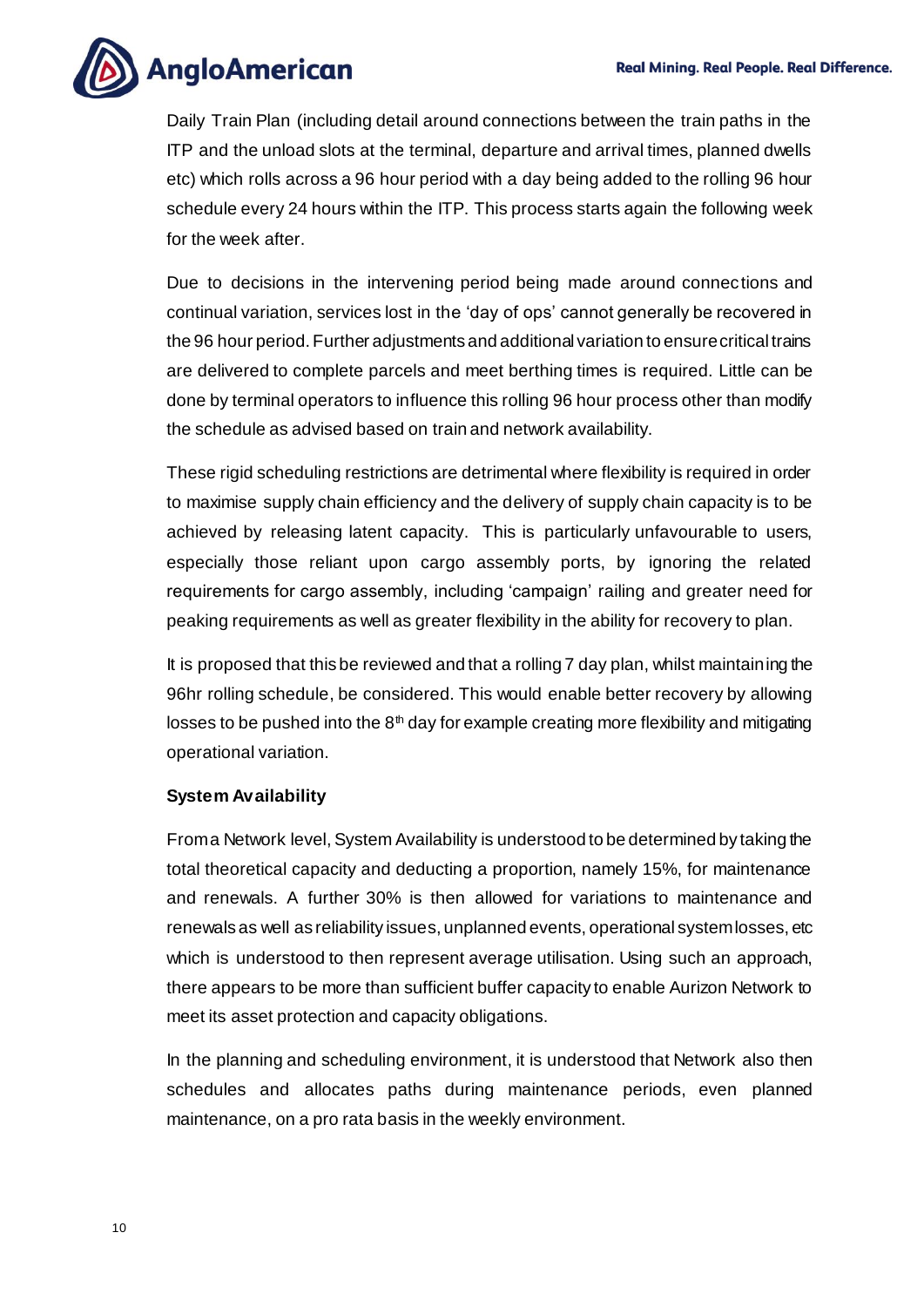Daily Train Plan (including detail around connections between the train paths in the ITP and the unload slots at the terminal, departure and arrival times, planned dwells etc) which rolls across a 96 hour period with a day being added to the rolling 96 hour schedule every 24 hours within the ITP. This process starts again the following week for the week after.

Due to decisions in the intervening period being made around connections and continual variation, services lost in the 'day of ops' cannot generally be recovered in the 96 hour period. Further adjustments and additional variation to ensure critical trains are delivered to complete parcels and meet berthing times is required. Little can be done by terminal operators to influence this rolling 96 hour process other than modify the schedule as advised based on train and network availability.

These rigid scheduling restrictions are detrimental where flexibility is required in order to maximise supply chain efficiency and the delivery of supply chain capacity is to be achieved by releasing latent capacity. This is particularly unfavourable to users, especially those reliant upon cargo assembly ports, by ignoring the related requirements for cargo assembly, including 'campaign' railing and greater need for peaking requirements as well as greater flexibility in the ability for recovery to plan.

It is proposed that this be reviewed and that a rolling 7 day plan, whilst maintaining the 96hr rolling schedule, be considered. This would enable better recovery by allowing losses to be pushed into the 8th day for example creating more flexibility and mitigating operational variation.

**System Availability**

From a Network level, System Availability is understood to be determined by taking the total theoretical capacity and deducting a proportion, namely 15%, for maintenance and renewals. A further 30% is then allowed for variations to maintenance and renewals as well as reliability issues, unplanned events, operational system losses, etc which is understood to then represent average utilisation. Using such an approach, there appears to be more than sufficient buffer capacity to enable Aurizon Network to meet its asset protection and capacity obligations.

In the planning and scheduling environment, it is understood that Network also then schedules and allocates paths during maintenance periods, even planned maintenance, on a pro rata basis in the weekly environment.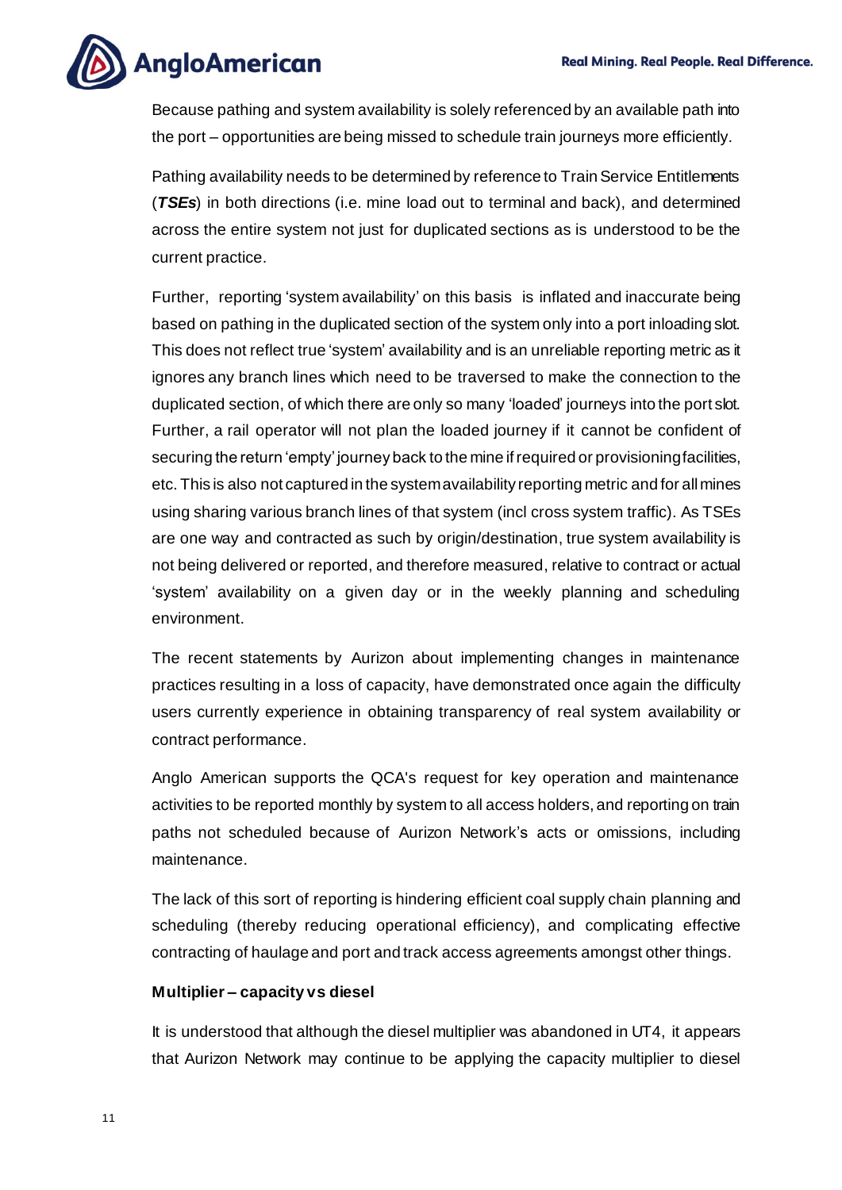Because pathing and system availability is solely referenced by an available path into the port – opportunities are being missed to schedule train journeys more efficiently.

Pathing availability needs to be determined by reference to Train Service Entitlements (***TSEs***) in both directions (i.e. mine load out to terminal and back), and determined across the entire system not just for duplicated sections as is understood to be the current practice.

Further, reporting 'system availability' on this basis is inflated and inaccurate being based on pathing in the duplicated section of the system only into a port inloading slot. This does not reflect true 'system' availability and is an unreliable reporting metric as it ignores any branch lines which need to be traversed to make the connection to the duplicated section, of which there are only so many 'loaded' journeys into the port slot. Further, a rail operator will not plan the loaded journey if it cannot be confident of securing the return 'empty' journey back to the mine if required or provisioning facilities, etc. This is also not captured in the system availability reporting metric and for all mines using sharing various branch lines of that system (incl cross system traffic). As TSEs are one way and contracted as such by origin/destination, true system availability is not being delivered or reported, and therefore measured, relative to contract or actual 'system' availability on a given day or in the weekly planning and scheduling environment.

The recent statements by Aurizon about implementing changes in maintenance practices resulting in a loss of capacity, have demonstrated once again the difficulty users currently experience in obtaining transparency of real system availability or contract performance.

Anglo American supports the QCA's request for key operation and maintenance activities to be reported monthly by system to all access holders, and reporting on train paths not scheduled because of Aurizon Network's acts or omissions, including maintenance.

The lack of this sort of reporting is hindering efficient coal supply chain planning and scheduling (thereby reducing operational efficiency), and complicating effective contracting of haulage and port and track access agreements amongst other things.

**Multiplier – capacity vs diesel**

It is understood that although the diesel multiplier was abandoned in UT4, it appears that Aurizon Network may continue to be applying the capacity multiplier to diesel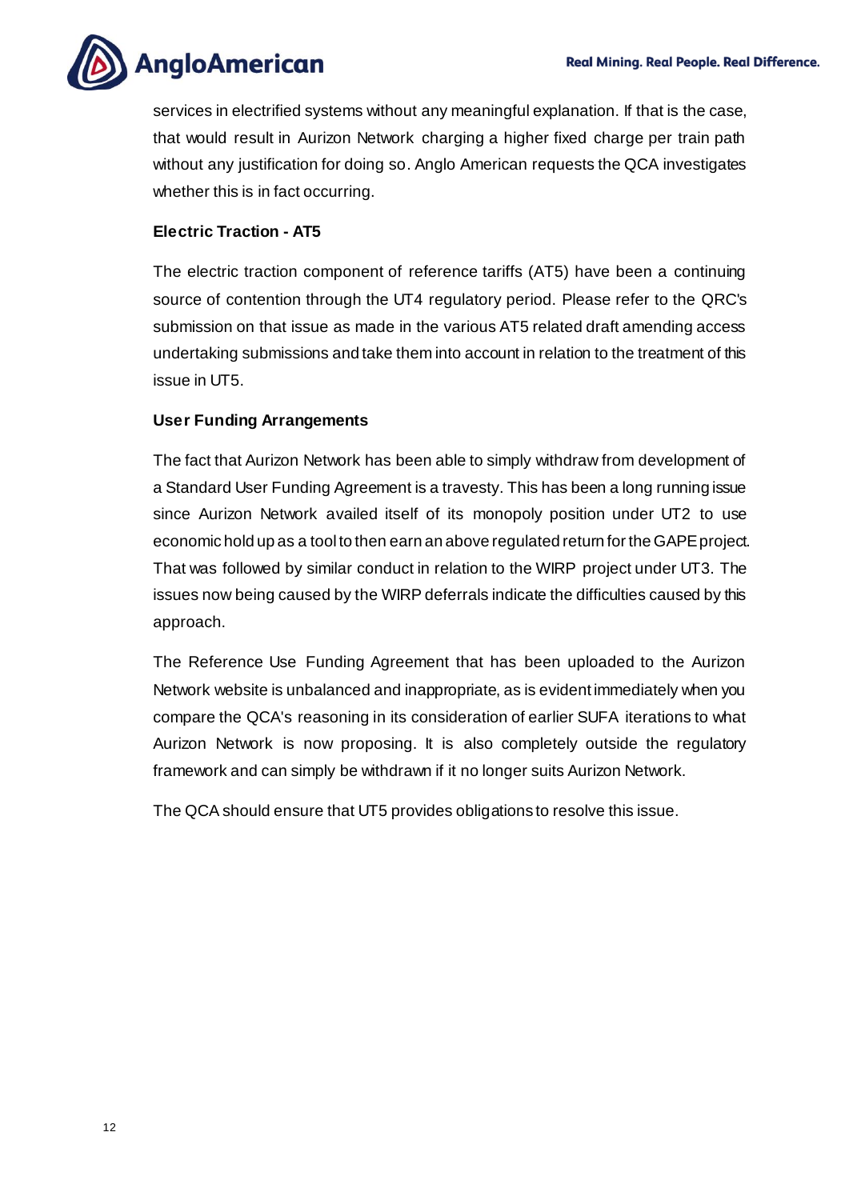services in electrified systems without any meaningful explanation. If that is the case, that would result in Aurizon Network charging a higher fixed charge per train path without any justification for doing so. Anglo American requests the QCA investigates whether this is in fact occurring.

### Electric Traction - AT5

The electric traction component of reference tariffs (AT5) have been a continuing source of contention through the UT4 regulatory period. Please refer to the QRC's submission on that issue as made in the various AT5 related draft amending access undertaking submissions and take them into account in relation to the treatment of this issue in UT5.

### User Funding Arrangements

The fact that Aurizon Network has been able to simply withdraw from development of a Standard User Funding Agreement is a travesty. This has been a long running issue since Aurizon Network availed itself of its monopoly position under UT2 to use economic hold up as a tool to then earn an above regulated return for the GAPE project. That was followed by similar conduct in relation to the WIRP project under UT3. The issues now being caused by the WIRP deferrals indicate the difficulties caused by this approach.

The Reference Use Funding Agreement that has been uploaded to the Aurizon Network website is unbalanced and inappropriate, as is evident immediately when you compare the QCA's reasoning in its consideration of earlier SUFA iterations to what Aurizon Network is now proposing. It is also completely outside the regulatory framework and can simply be withdrawn if it no longer suits Aurizon Network.

The QCA should ensure that UT5 provides obligations to resolve this issue.